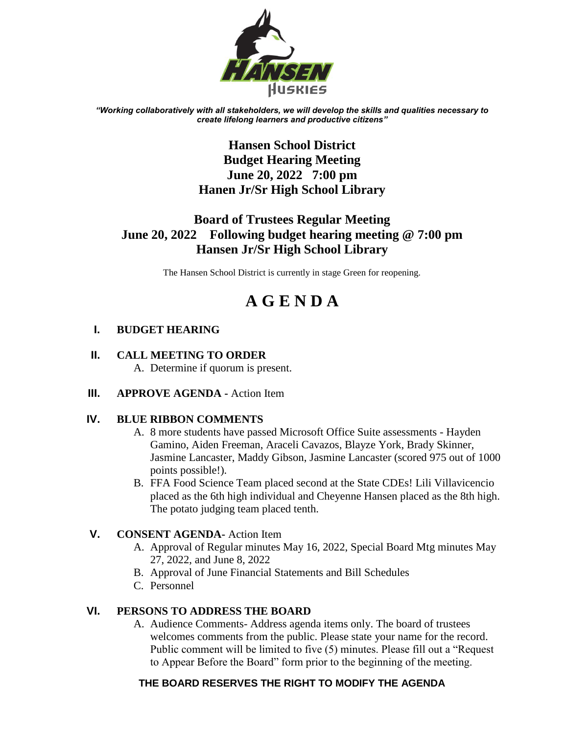*"Working collaboratively with all stakeholders, we will develop the skills and qualities necessary to create lifelong learners and productive citizens"*

**Hansen School District**
**Budget Hearing Meeting**
**June 20, 2022 7:00 pm**
**Hanen Jr/Sr High School Library**

**Board of Trustees Regular Meeting**
**June 20, 2022 Following budget hearing meeting @ 7:00 pm**
**Hansen Jr/Sr High School Library**

The Hansen School District is currently in stage Green for reopening.

# A G E N D A

**I. BUDGET HEARING**

**II. CALL MEETING TO ORDER**

A. Determine if quorum is present.

**III. APPROVE AGENDA -** Action Item

**IV. BLUE RIBBON COMMENTS**

A. 8 more students have passed Microsoft Office Suite assessments - Hayden Gamino, Aiden Freeman, Araceli Cavazos, Blayze York, Brady Skinner, Jasmine Lancaster, Maddy Gibson, Jasmine Lancaster (scored 975 out of 1000 points possible!).

B. FFA Food Science Team placed second at the State CDEs! Lili Villavicencio placed as the 6th high individual and Cheyenne Hansen placed as the 8th high. The potato judging team placed tenth.

**V. CONSENT AGENDA-** Action Item

A. Approval of Regular minutes May 16, 2022, Special Board Mtg minutes May 27, 2022, and June 8, 2022

B. Approval of June Financial Statements and Bill Schedules

C. Personnel

**VI. PERSONS TO ADDRESS THE BOARD**

A. Audience Comments- Address agenda items only. The board of trustees welcomes comments from the public. Please state your name for the record. Public comment will be limited to five (5) minutes. Please fill out a "Request to Appear Before the Board" form prior to the beginning of the meeting.

**THE BOARD RESERVES THE RIGHT TO MODIFY THE AGENDA**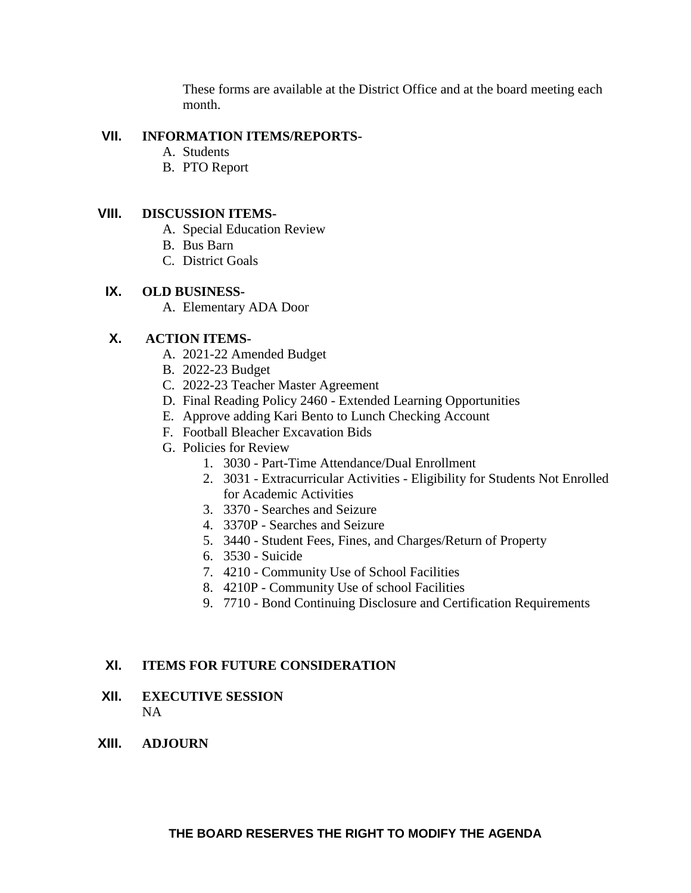These forms are available at the District Office and at the board meeting each month.

**VII. INFORMATION ITEMS/REPORTS-**

A. Students
B. PTO Report

**VIII. DISCUSSION ITEMS-**

A. Special Education Review
B. Bus Barn
C. District Goals

**IX. OLD BUSINESS-**

A. Elementary ADA Door

**X. ACTION ITEMS-**

A. 2021-22 Amended Budget
B. 2022-23 Budget
C. 2022-23 Teacher Master Agreement
D. Final Reading Policy 2460 - Extended Learning Opportunities
E. Approve adding Kari Bento to Lunch Checking Account
F. Football Bleacher Excavation Bids
G. Policies for Review
   1. 3030 - Part-Time Attendance/Dual Enrollment
   2. 3031 - Extracurricular Activities - Eligibility for Students Not Enrolled for Academic Activities
   3. 3370 - Searches and Seizure
   4. 3370P - Searches and Seizure
   5. 3440 - Student Fees, Fines, and Charges/Return of Property
   6. 3530 - Suicide
   7. 4210 - Community Use of School Facilities
   8. 4210P - Community Use of school Facilities
   9. 7710 - Bond Continuing Disclosure and Certification Requirements

**XI. ITEMS FOR FUTURE CONSIDERATION**

**XII. EXECUTIVE SESSION**

NA

**XIII. ADJOURN**

**THE BOARD RESERVES THE RIGHT TO MODIFY THE AGENDA**